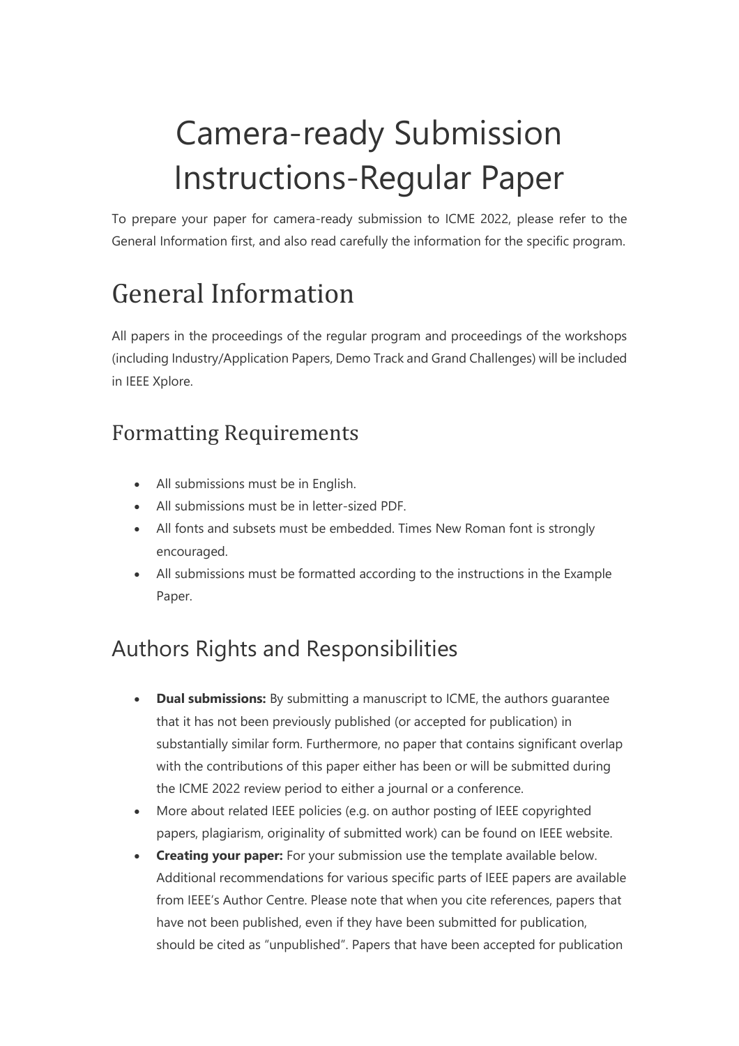# Camera-ready Submission Instructions-Regular Paper

To prepare your paper for camera-ready submission to ICME 2022, please refer to the General Information first, and also read carefully the information for the specific program.

## General Information

All papers in the proceedings of the regular program and proceedings of the workshops (including Industry/Application Papers, Demo Track and Grand Challenges) will be included in IEEE Xplore.

### Formatting Requirements

- All submissions must be in English.
- All submissions must be in letter-sized PDF.
- All fonts and subsets must be embedded. Times New Roman font is strongly encouraged.
- All submissions must be formatted according to the instructions in the Example Paper.

### Authors Rights and Responsibilities

- **Dual submissions:** By submitting a manuscript to ICME, the authors guarantee that it has not been previously published (or accepted for publication) in substantially similar form. Furthermore, no paper that contains significant overlap with the contributions of this paper either has been or will be submitted during the ICME 2022 review period to either a journal or a conference.
- More about related IEEE policies (e.g. on author posting of IEEE copyrighted papers, plagiarism, originality of submitted work) can be found on IEEE website.
- **Creating your paper:** For your submission use the template available below. Additional recommendations for various specific parts of IEEE papers are available from IEEE's Author Centre. Please note that when you cite references, papers that have not been published, even if they have been submitted for publication, should be cited as "unpublished". Papers that have been accepted for publication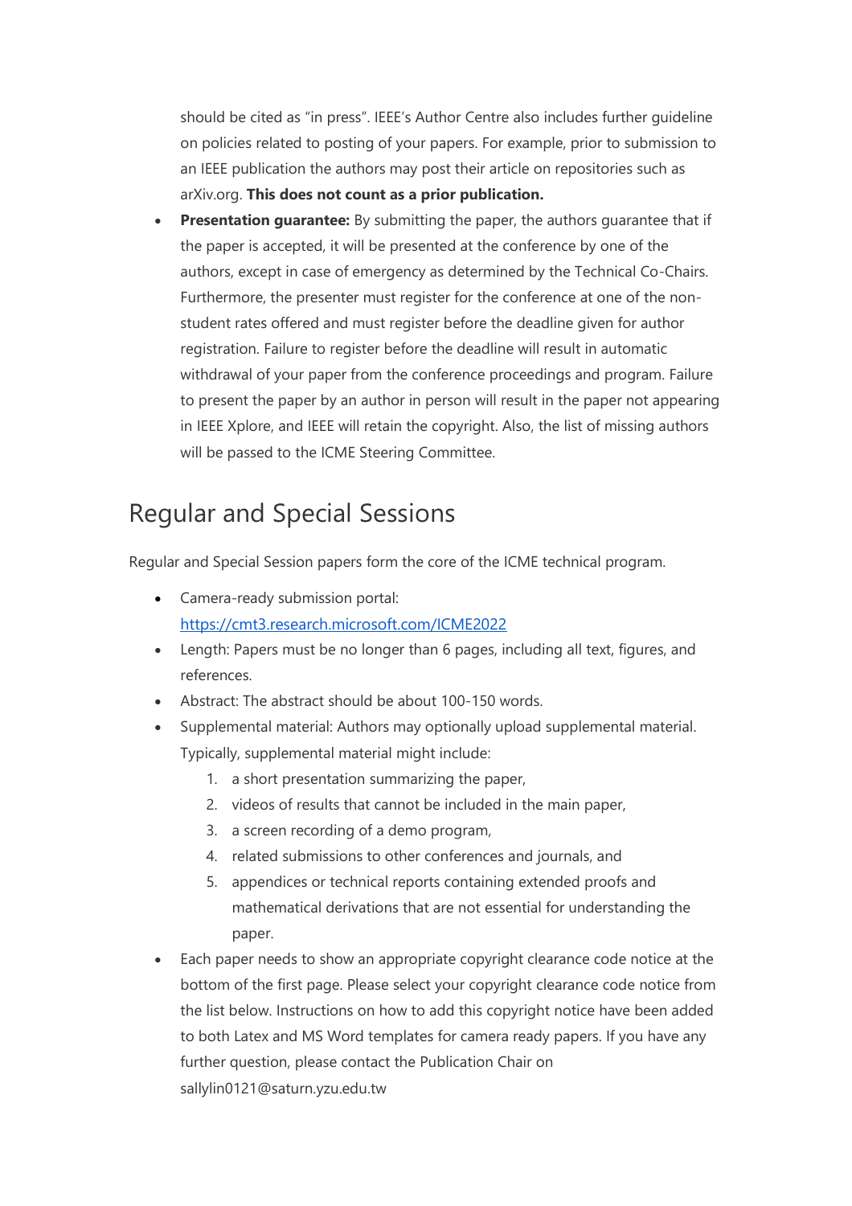should be cited as "in press". IEEE's Author Centre also includes further guideline on policies related to posting of your papers. For example, prior to submission to an IEEE publication the authors may post their article on repositories such as arXiv.org. **This does not count as a prior publication.**

- **Presentation guarantee:** By submitting the paper, the authors guarantee that if the paper is accepted, it will be presented at the conference by one of the authors, except in case of emergency as determined by the Technical Co-Chairs. Furthermore, the presenter must register for the conference at one of the non-student rates offered and must register before the deadline given for author registration. Failure to register before the deadline will result in automatic withdrawal of your paper from the conference proceedings and program. Failure to present the paper by an author in person will result in the paper not appearing in IEEE Xplore, and IEEE will retain the copyright. Also, the list of missing authors will be passed to the ICME Steering Committee.

## Regular and Special Sessions

Regular and Special Session papers form the core of the ICME technical program.

- Camera-ready submission portal: [https://cmt3.research.microsoft.com/ICME2022](https://cmt3.research.microsoft.com/ICME2022)
- Length: Papers must be no longer than 6 pages, including all text, figures, and references.
- Abstract: The abstract should be about 100-150 words.
- Supplemental material: Authors may optionally upload supplemental material. Typically, supplemental material might include:
  1. a short presentation summarizing the paper,
  2. videos of results that cannot be included in the main paper,
  3. a screen recording of a demo program,
  4. related submissions to other conferences and journals, and
  5. appendices or technical reports containing extended proofs and mathematical derivations that are not essential for understanding the paper.
- Each paper needs to show an appropriate copyright clearance code notice at the bottom of the first page. Please select your copyright clearance code notice from the list below. Instructions on how to add this copyright notice have been added to both Latex and MS Word templates for camera ready papers. If you have any further question, please contact the Publication Chair on sallylin0121@saturn.yzu.edu.tw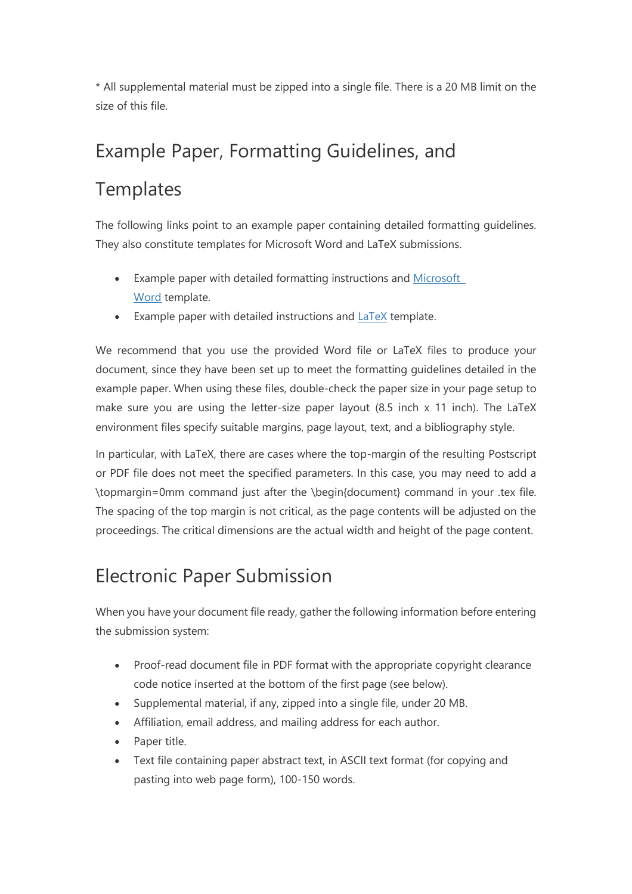* All supplemental material must be zipped into a single file. There is a 20 MB limit on the size of this file.

## Example Paper, Formatting Guidelines, and Templates

The following links point to an example paper containing detailed formatting guidelines. They also constitute templates for Microsoft Word and LaTeX submissions.

- Example paper with detailed formatting instructions and Microsoft Word template.
- Example paper with detailed instructions and LaTeX template.

We recommend that you use the provided Word file or LaTeX files to produce your document, since they have been set up to meet the formatting guidelines detailed in the example paper. When using these files, double-check the paper size in your page setup to make sure you are using the letter-size paper layout (8.5 inch x 11 inch). The LaTeX environment files specify suitable margins, page layout, text, and a bibliography style.

In particular, with LaTeX, there are cases where the top-margin of the resulting Postscript or PDF file does not meet the specified parameters. In this case, you may need to add a \topmargin=0mm command just after the \begin{document} command in your .tex file. The spacing of the top margin is not critical, as the page contents will be adjusted on the proceedings. The critical dimensions are the actual width and height of the page content.

## Electronic Paper Submission

When you have your document file ready, gather the following information before entering the submission system:

- Proof-read document file in PDF format with the appropriate copyright clearance code notice inserted at the bottom of the first page (see below).
- Supplemental material, if any, zipped into a single file, under 20 MB.
- Affiliation, email address, and mailing address for each author.
- Paper title.
- Text file containing paper abstract text, in ASCII text format (for copying and pasting into web page form), 100-150 words.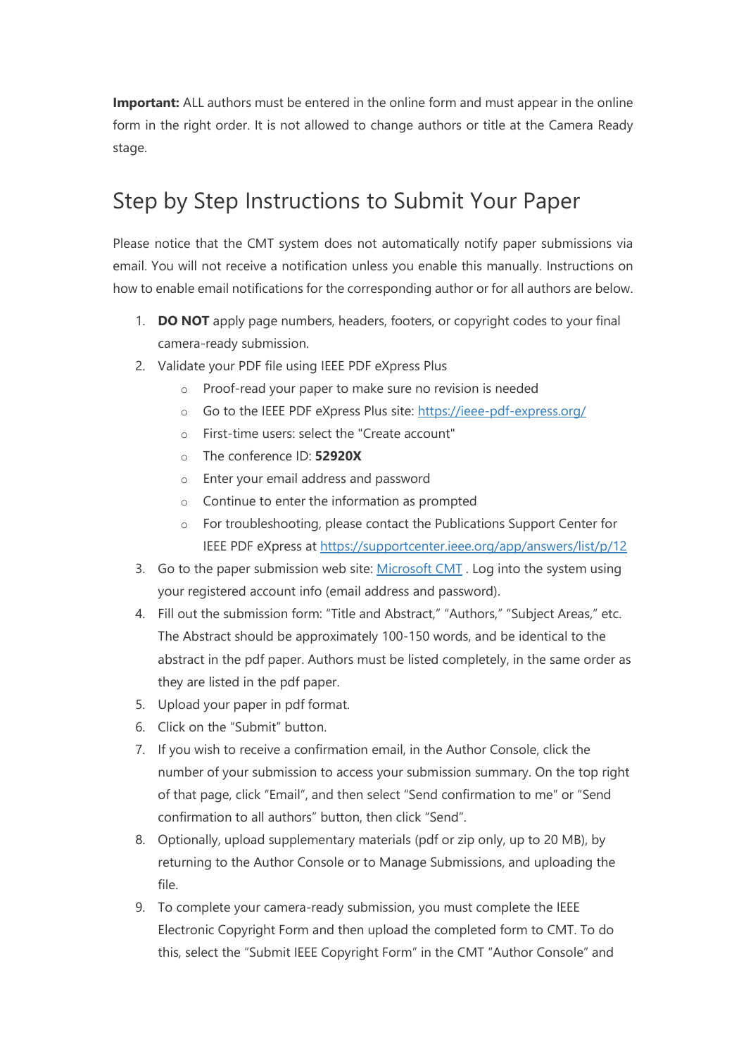**Important:** ALL authors must be entered in the online form and must appear in the online form in the right order. It is not allowed to change authors or title at the Camera Ready stage.

## Step by Step Instructions to Submit Your Paper

Please notice that the CMT system does not automatically notify paper submissions via email. You will not receive a notification unless you enable this manually. Instructions on how to enable email notifications for the corresponding author or for all authors are below.

1. **DO NOT** apply page numbers, headers, footers, or copyright codes to your final camera-ready submission.
2. Validate your PDF file using IEEE PDF eXpress Plus
   - Proof-read your paper to make sure no revision is needed
   - Go to the IEEE PDF eXpress Plus site: https://ieee-pdf-express.org/
   - First-time users: select the "Create account"
   - The conference ID: **52920X**
   - Enter your email address and password
   - Continue to enter the information as prompted
   - For troubleshooting, please contact the Publications Support Center for IEEE PDF eXpress at https://supportcenter.ieee.org/app/answers/list/p/12
3. Go to the paper submission web site: Microsoft CMT . Log into the system using your registered account info (email address and password).
4. Fill out the submission form: "Title and Abstract," "Authors," "Subject Areas," etc. The Abstract should be approximately 100-150 words, and be identical to the abstract in the pdf paper. Authors must be listed completely, in the same order as they are listed in the pdf paper.
5. Upload your paper in pdf format.
6. Click on the "Submit" button.
7. If you wish to receive a confirmation email, in the Author Console, click the number of your submission to access your submission summary. On the top right of that page, click "Email", and then select "Send confirmation to me" or "Send confirmation to all authors" button, then click "Send".
8. Optionally, upload supplementary materials (pdf or zip only, up to 20 MB), by returning to the Author Console or to Manage Submissions, and uploading the file.
9. To complete your camera-ready submission, you must complete the IEEE Electronic Copyright Form and then upload the completed form to CMT. To do this, select the "Submit IEEE Copyright Form" in the CMT "Author Console" and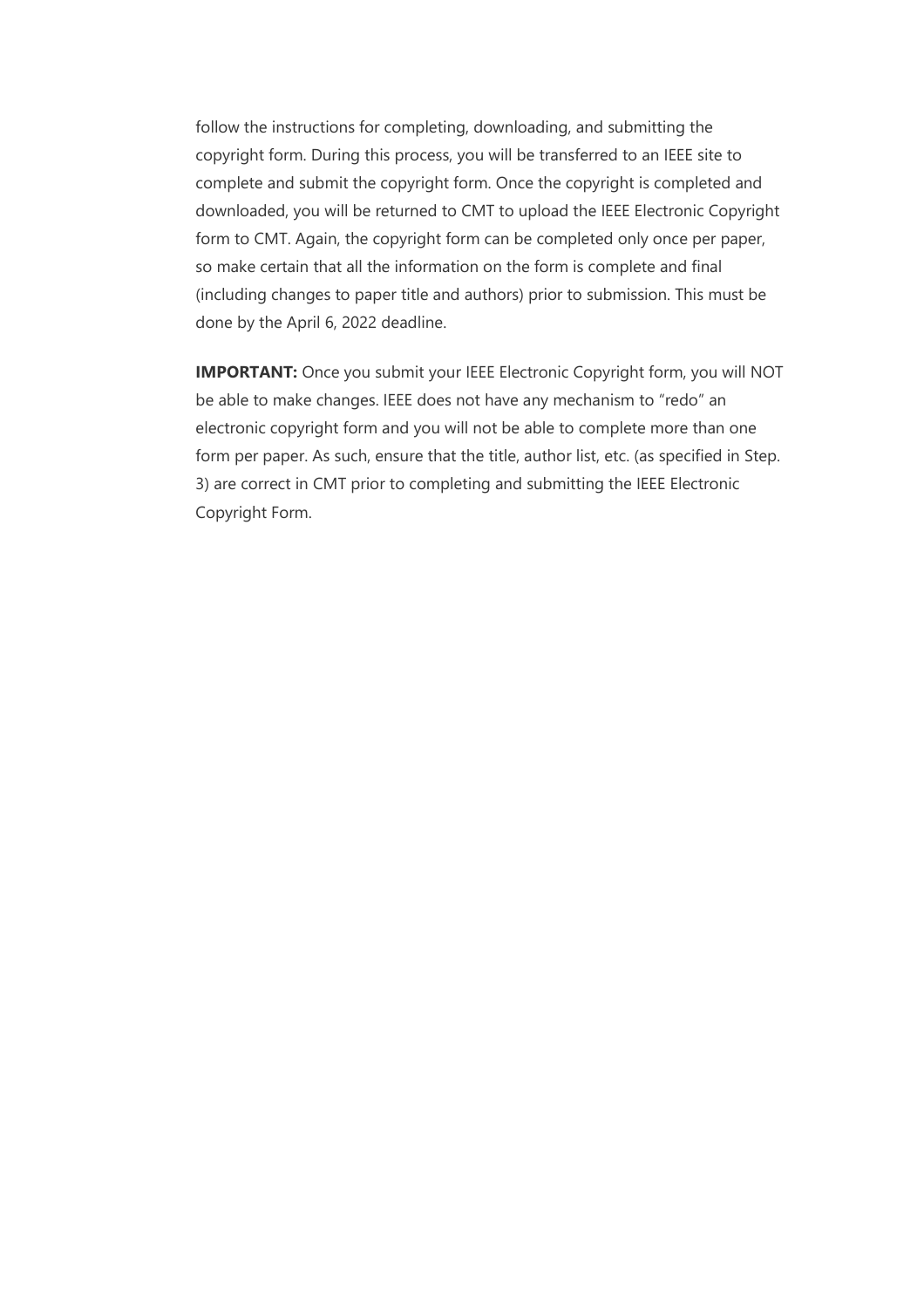follow the instructions for completing, downloading, and submitting the copyright form. During this process, you will be transferred to an IEEE site to complete and submit the copyright form. Once the copyright is completed and downloaded, you will be returned to CMT to upload the IEEE Electronic Copyright form to CMT. Again, the copyright form can be completed only once per paper, so make certain that all the information on the form is complete and final (including changes to paper title and authors) prior to submission. This must be done by the April 6, 2022 deadline.

**IMPORTANT:** Once you submit your IEEE Electronic Copyright form, you will NOT be able to make changes. IEEE does not have any mechanism to "redo" an electronic copyright form and you will not be able to complete more than one form per paper. As such, ensure that the title, author list, etc. (as specified in Step. 3) are correct in CMT prior to completing and submitting the IEEE Electronic Copyright Form.